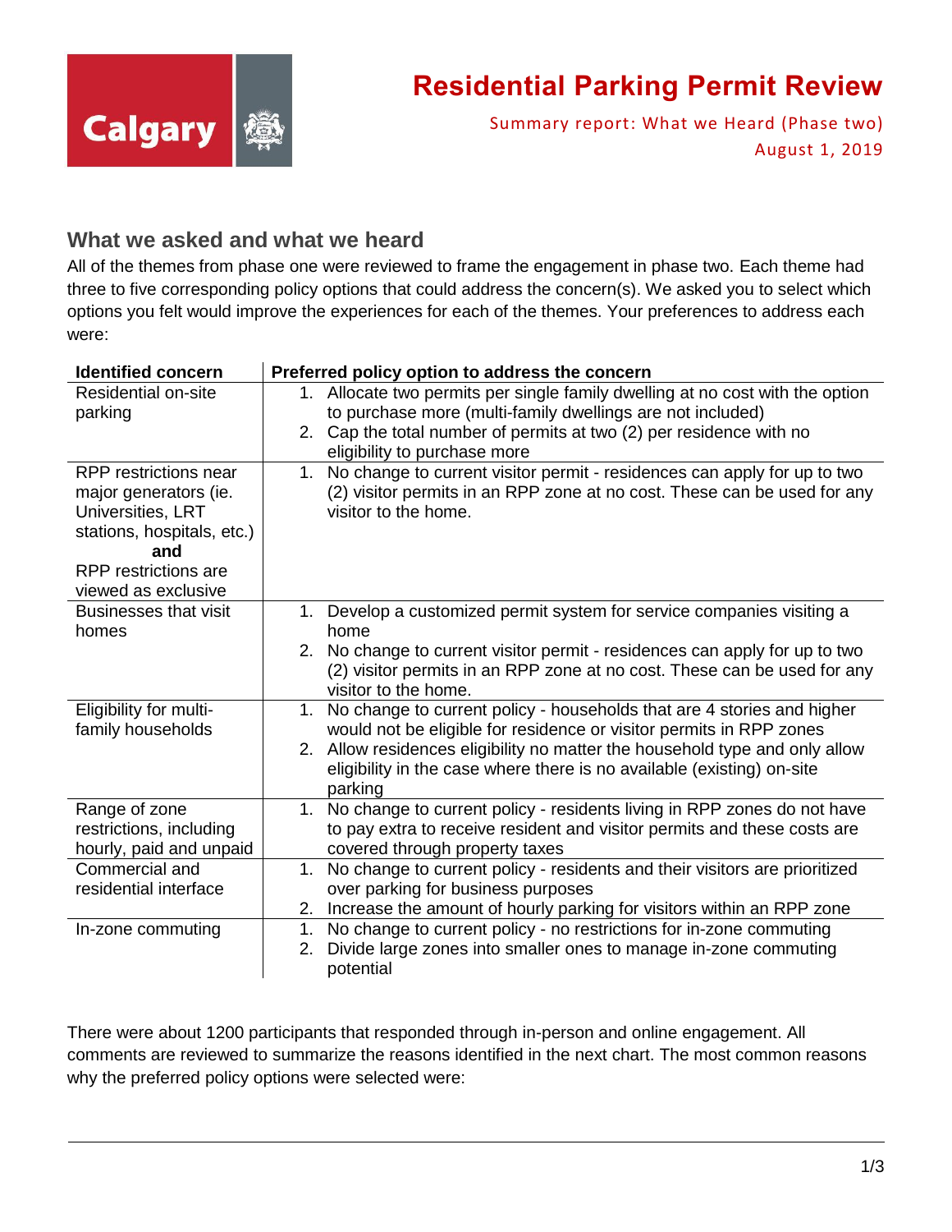# Residential Parking Permit Review

Summary report: What we Heard (Phase two)
August 1, 2019

## What we asked and what we heard

All of the themes from phase one were reviewed to frame the engagement in phase two. Each theme had three to five corresponding policy options that could address the concern(s). We asked you to select which options you felt would improve the experiences for each of the themes. Your preferences to address each were:

| Identified concern | Preferred policy option to address the concern |
|---|---|
| Residential on-site parking | 1. Allocate two permits per single family dwelling at no cost with the option to purchase more (multi-family dwellings are not included)<br>2. Cap the total number of permits at two (2) per residence with no eligibility to purchase more |
| RPP restrictions near major generators (ie. Universities, LRT stations, hospitals, etc.) **and** RPP restrictions are viewed as exclusive | 1. No change to current visitor permit - residences can apply for up to two (2) visitor permits in an RPP zone at no cost. These can be used for any visitor to the home. |
| Businesses that visit homes | 1. Develop a customized permit system for service companies visiting a home<br>2. No change to current visitor permit - residences can apply for up to two (2) visitor permits in an RPP zone at no cost. These can be used for any visitor to the home. |
| Eligibility for multi-family households | 1. No change to current policy - households that are 4 stories and higher would not be eligible for residence or visitor permits in RPP zones<br>2. Allow residences eligibility no matter the household type and only allow eligibility in the case where there is no available (existing) on-site parking |
| Range of zone restrictions, including hourly, paid and unpaid | 1. No change to current policy - residents living in RPP zones do not have to pay extra to receive resident and visitor permits and these costs are covered through property taxes |
| Commercial and residential interface | 1. No change to current policy - residents and their visitors are prioritized over parking for business purposes<br>2. Increase the amount of hourly parking for visitors within an RPP zone |
| In-zone commuting | 1. No change to current policy - no restrictions for in-zone commuting<br>2. Divide large zones into smaller ones to manage in-zone commuting potential |

There were about 1200 participants that responded through in-person and online engagement. All comments are reviewed to summarize the reasons identified in the next chart. The most common reasons why the preferred policy options were selected were: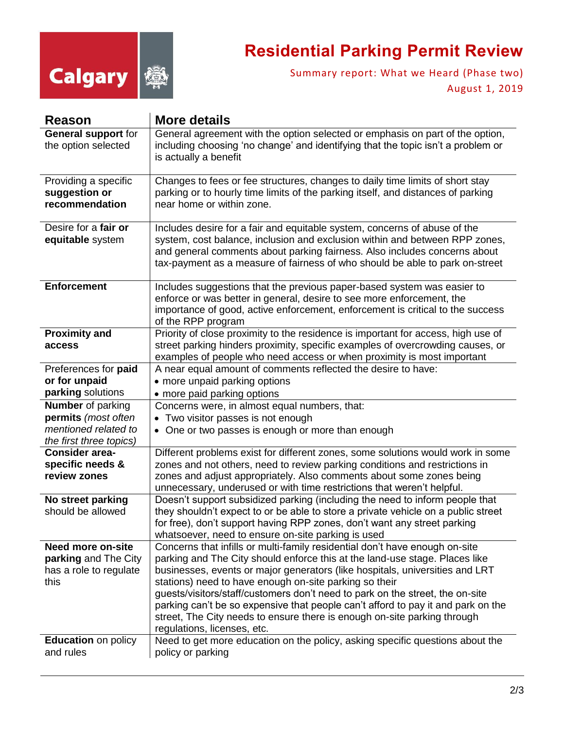# Residential Parking Permit Review

Summary report: What we Heard (Phase two)

August 1, 2019

| Reason | More details |
|---|---|
| **General support** for the option selected | General agreement with the option selected or emphasis on part of the option, including choosing 'no change' and identifying that the topic isn't a problem or is actually a benefit |
| Providing a specific **suggestion or recommendation** | Changes to fees or fee structures, changes to daily time limits of short stay parking or to hourly time limits of the parking itself, and distances of parking near home or within zone. |
| Desire for a **fair or equitable** system | Includes desire for a fair and equitable system, concerns of abuse of the system, cost balance, inclusion and exclusion within and between RPP zones, and general comments about parking fairness. Also includes concerns about tax-payment as a measure of fairness of who should be able to park on-street |
| **Enforcement** | Includes suggestions that the previous paper-based system was easier to enforce or was better in general, desire to see more enforcement, the importance of good, active enforcement, enforcement is critical to the success of the RPP program |
| **Proximity and access** | Priority of close proximity to the residence is important for access, high use of street parking hinders proximity, specific examples of overcrowding causes, or examples of people who need access or when proximity is most important |
| Preferences for **paid or for unpaid parking** solutions | A near equal amount of comments reflected the desire to have:<br>• more unpaid parking options<br>• more paid parking options |
| **Number** of parking **permits** *(most often mentioned related to the first three topics)* | Concerns were, in almost equal numbers, that:<br>• Two visitor passes is not enough<br>• One or two passes is enough or more than enough |
| **Consider area-specific needs & review zones** | Different problems exist for different zones, some solutions would work in some zones and not others, need to review parking conditions and restrictions in zones and adjust appropriately. Also comments about some zones being unnecessary, underused or with time restrictions that weren't helpful. |
| **No street parking** should be allowed | Doesn't support subsidized parking (including the need to inform people that they shouldn't expect to or be able to store a private vehicle on a public street for free), don't support having RPP zones, don't want any street parking whatsoever, need to ensure on-site parking is used |
| **Need more on-site parking** and The City has a role to regulate this | Concerns that infills or multi-family residential don't have enough on-site parking and The City should enforce this at the land-use stage. Places like businesses, events or major generators (like hospitals, universities and LRT stations) need to have enough on-site parking so their guests/visitors/staff/customers don't need to park on the street, the on-site parking can't be so expensive that people can't afford to pay it and park on the street, The City needs to ensure there is enough on-site parking through regulations, licenses, etc. |
| **Education** on policy and rules | Need to get more education on the policy, asking specific questions about the policy or parking |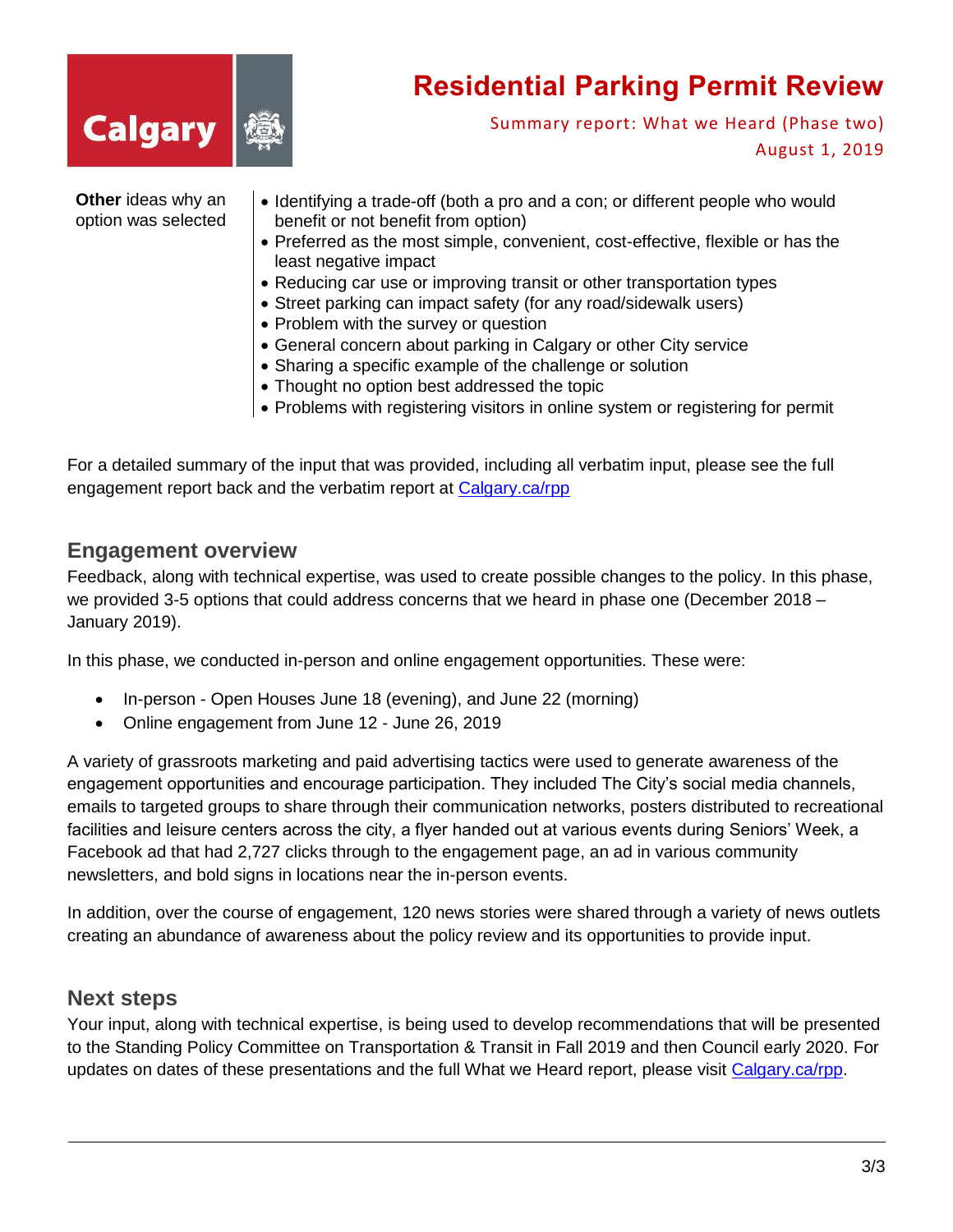# Residential Parking Permit Review

Summary report: What we Heard (Phase two)

August 1, 2019

| | |
|---|---|
| **Other** ideas why an option was selected | • Identifying a trade-off (both a pro and a con; or different people who would benefit or not benefit from option)<br>• Preferred as the most simple, convenient, cost-effective, flexible or has the least negative impact<br>• Reducing car use or improving transit or other transportation types<br>• Street parking can impact safety (for any road/sidewalk users)<br>• Problem with the survey or question<br>• General concern about parking in Calgary or other City service<br>• Sharing a specific example of the challenge or solution<br>• Thought no option best addressed the topic<br>• Problems with registering visitors in online system or registering for permit |

For a detailed summary of the input that was provided, including all verbatim input, please see the full engagement report back and the verbatim report at [Calgary.ca/rpp](Calgary.ca/rpp)

## Engagement overview

Feedback, along with technical expertise, was used to create possible changes to the policy. In this phase, we provided 3-5 options that could address concerns that we heard in phase one (December 2018 – January 2019).

In this phase, we conducted in-person and online engagement opportunities. These were:

- In-person - Open Houses June 18 (evening), and June 22 (morning)
- Online engagement from June 12 - June 26, 2019

A variety of grassroots marketing and paid advertising tactics were used to generate awareness of the engagement opportunities and encourage participation. They included The City's social media channels, emails to targeted groups to share through their communication networks, posters distributed to recreational facilities and leisure centers across the city, a flyer handed out at various events during Seniors' Week, a Facebook ad that had 2,727 clicks through to the engagement page, an ad in various community newsletters, and bold signs in locations near the in-person events.

In addition, over the course of engagement, 120 news stories were shared through a variety of news outlets creating an abundance of awareness about the policy review and its opportunities to provide input.

## Next steps

Your input, along with technical expertise, is being used to develop recommendations that will be presented to the Standing Policy Committee on Transportation & Transit in Fall 2019 and then Council early 2020. For updates on dates of these presentations and the full What we Heard report, please visit [Calgary.ca/rpp](Calgary.ca/rpp).